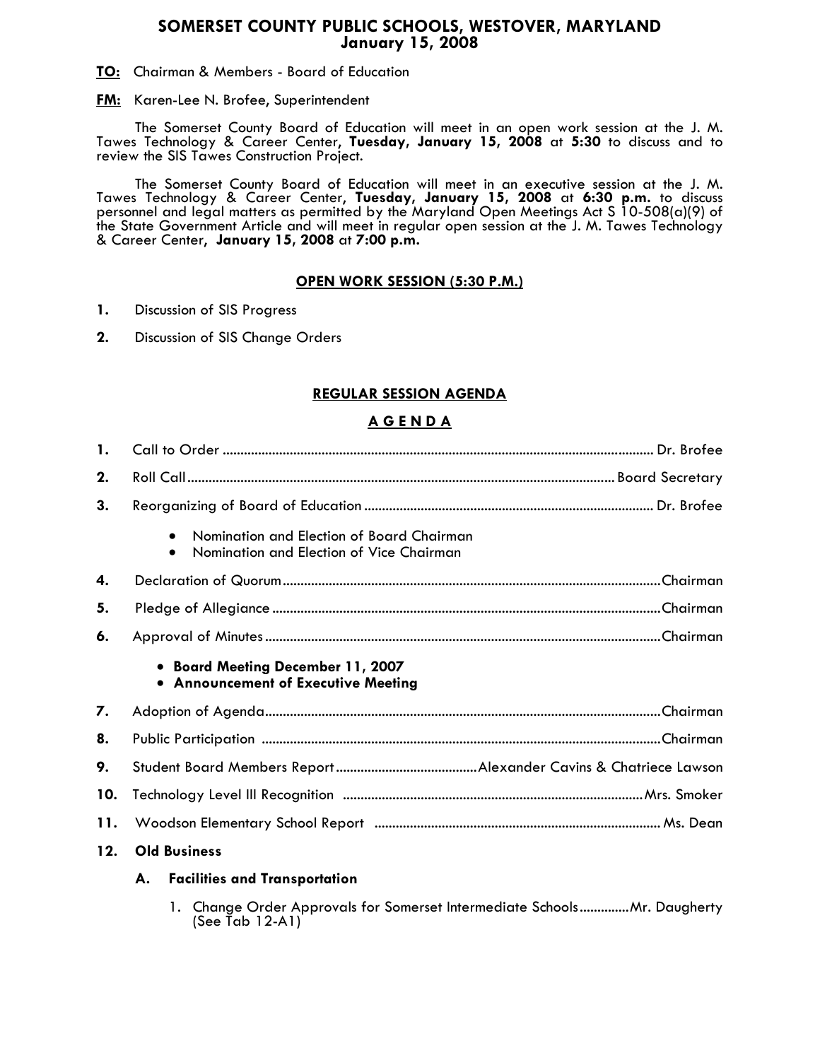# SOMERSET COUNTY PUBLIC SCHOOLS, WESTOVER, MARYLAND
## January 15, 2008

**TO:** Chairman & Members - Board of Education

**FM:** Karen-Lee N. Brofee, Superintendent

The Somerset County Board of Education will meet in an open work session at the J. M. Tawes Technology & Career Center**, Tuesday, January 15, 2008** at **5:30** to discuss and to review the SIS Tawes Construction Project.

The Somerset County Board of Education will meet in an executive session at the J. M. Tawes Technology & Career Center**, Tuesday, January 15, 2008** at **6:30 p.m.** to discuss personnel and legal matters as permitted by the Maryland Open Meetings Act S 10-508(a)(9) of the State Government Article and will meet in regular open session at the J. M. Tawes Technology & Career Center**, January 15, 2008** at **7:00 p.m.**

### OPEN WORK SESSION (5:30 P.M.)

1. Discussion of SIS Progress
2. Discussion of SIS Change Orders

### REGULAR SESSION AGENDA

### A G E N D A

1. Call to Order ........................................ Dr. Brofee
2. Roll Call ........................................ Board Secretary
3. Reorganizing of Board of Education ........................................ Dr. Brofee
   - Nomination and Election of Board Chairman
   - Nomination and Election of Vice Chairman
4. Declaration of Quorum ........................................ Chairman
5. Pledge of Allegiance ........................................ Chairman
6. Approval of Minutes ........................................ Chairman
   - **Board Meeting December 11, 2007**
   - **Announcement of Executive Meeting**
7. Adoption of Agenda ........................................ Chairman
8. Public Participation ........................................ Chairman
9. Student Board Members Report ........................................ Alexander Cavins & Chatriece Lawson
10. Technology Level III Recognition ........................................ Mrs. Smoker
11. Woodson Elementary School Report ........................................ Ms. Dean
12. **Old Business**

    **A. Facilities and Transportation**

    1. Change Order Approvals for Somerset Intermediate Schools .............. Mr. Daugherty (See Tab 12-A1)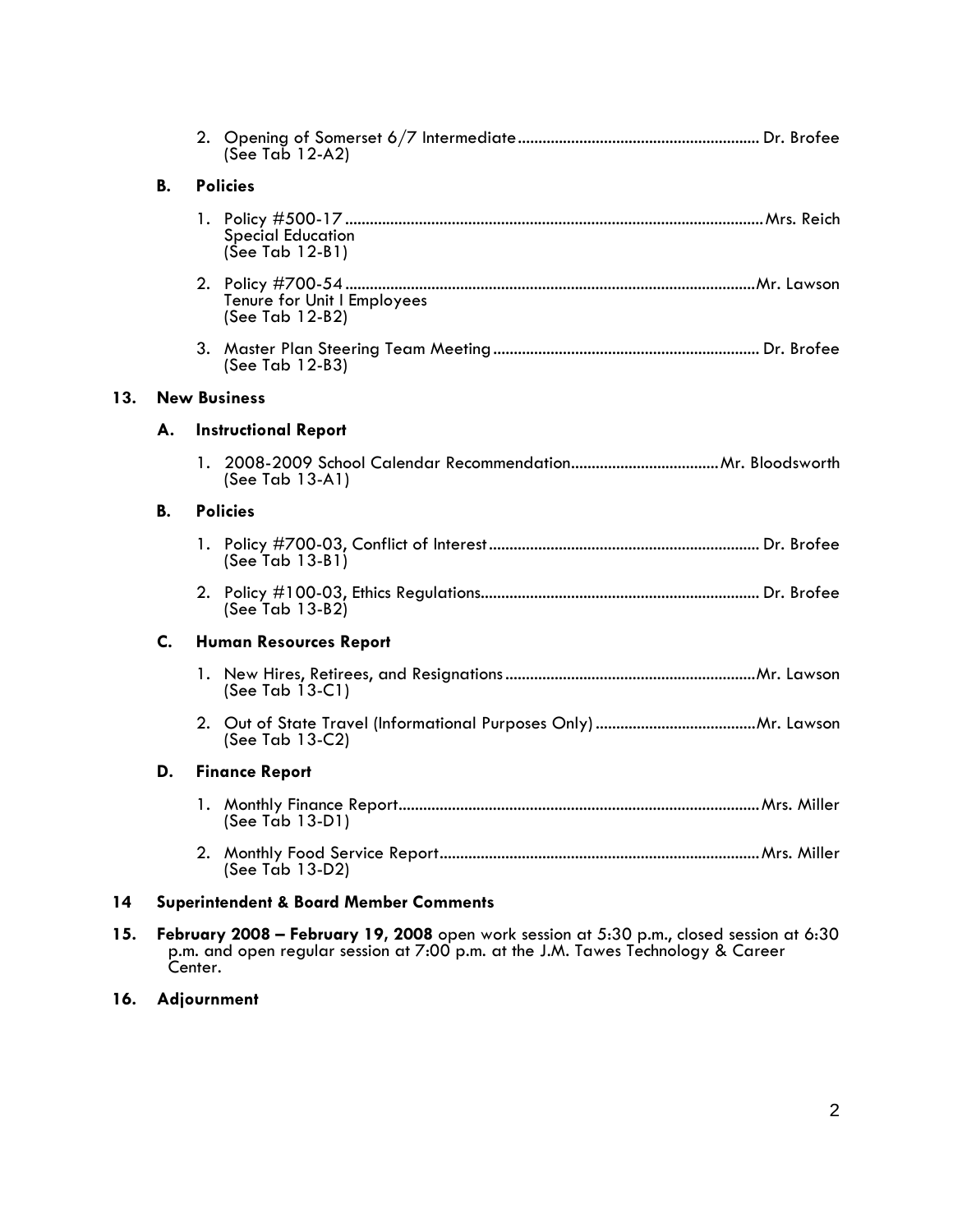2. Opening of Somerset 6/7 Intermediate .......................................................... Dr. Brofee
   (See Tab 12-A2)

**B. Policies**

1. Policy #500-17 .................................................................................................... Mrs. Reich
   Special Education
   (See Tab 12-B1)

2. Policy #700-54 .................................................................................................. Mr. Lawson
   Tenure for Unit I Employees
   (See Tab 12-B2)

3. Master Plan Steering Team Meeting ................................................................ Dr. Brofee
   (See Tab 12-B3)

**13. New Business**

**A. Instructional Report**

1. 2008-2009 School Calendar Recommendation.................................... Mr. Bloodsworth
   (See Tab 13-A1)

**B. Policies**

1. Policy #700-03, Conflict of Interest ................................................................ Dr. Brofee
   (See Tab 13-B1)

2. Policy #100-03, Ethics Regulations.................................................................. Dr. Brofee
   (See Tab 13-B2)

**C. Human Resources Report**

1. New Hires, Retirees, and Resignations ............................................................ Mr. Lawson
   (See Tab 13-C1)

2. Out of State Travel (Informational Purposes Only) ....................................... Mr. Lawson
   (See Tab 13-C2)

**D. Finance Report**

1. Monthly Finance Report...................................................................................... Mrs. Miller
   (See Tab 13-D1)

2. Monthly Food Service Report............................................................................ Mrs. Miller
   (See Tab 13-D2)

**14 Superintendent & Board Member Comments**

**15.** **February 2008 – February 19, 2008** open work session at 5:30 p.m., closed session at 6:30 p.m. and open regular session at 7:00 p.m. at the J.M. Tawes Technology & Career Center.

**16. Adjournment**